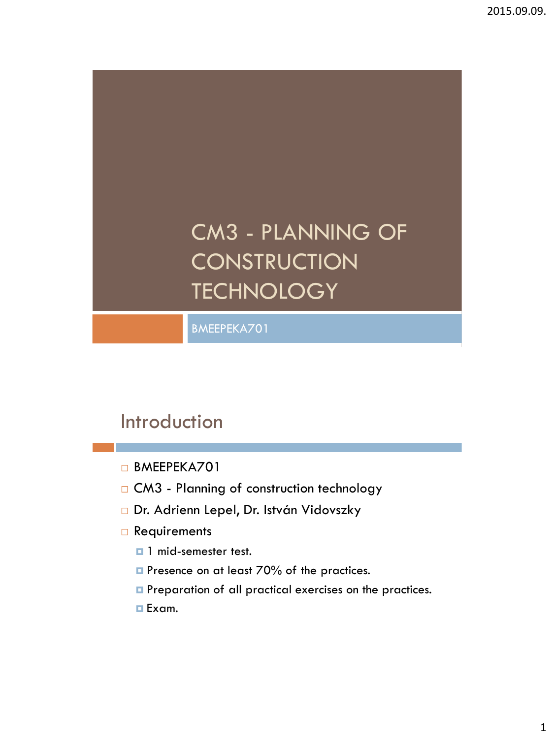# CM3 - PLANNING OF CONSTRUCTION TECHNOLOGY

BMEEPEKA701

## Introduction

- BMEEPEKA701
- CM3 - Planning of construction technology
- Dr. Adrienn Lepel, Dr. István Vidovszky
- Requirements
  - 1 mid-semester test.
  - Presence on at least 70% of the practices.
  - Preparation of all practical exercises on the practices.
  - Exam.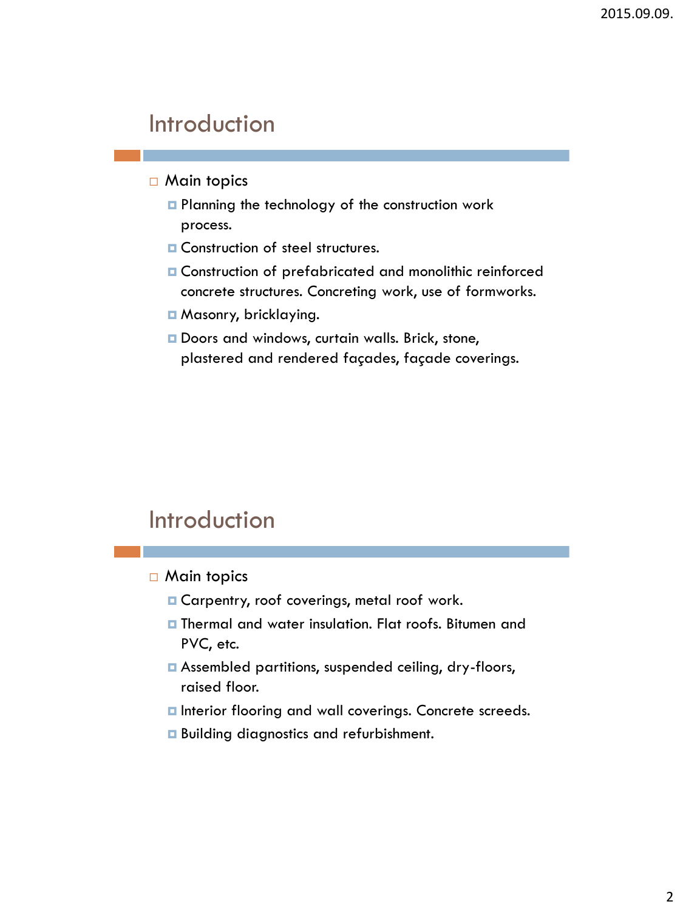# Introduction

- Main topics
  - Planning the technology of the construction work process.
  - Construction of steel structures.
  - Construction of prefabricated and monolithic reinforced concrete structures. Concreting work, use of formworks.
  - Masonry, bricklaying.
  - Doors and windows, curtain walls. Brick, stone, plastered and rendered façades, façade coverings.

# Introduction

- Main topics
  - Carpentry, roof coverings, metal roof work.
  - Thermal and water insulation. Flat roofs. Bitumen and PVC, etc.
  - Assembled partitions, suspended ceiling, dry-floors, raised floor.
  - Interior flooring and wall coverings. Concrete screeds.
  - Building diagnostics and refurbishment.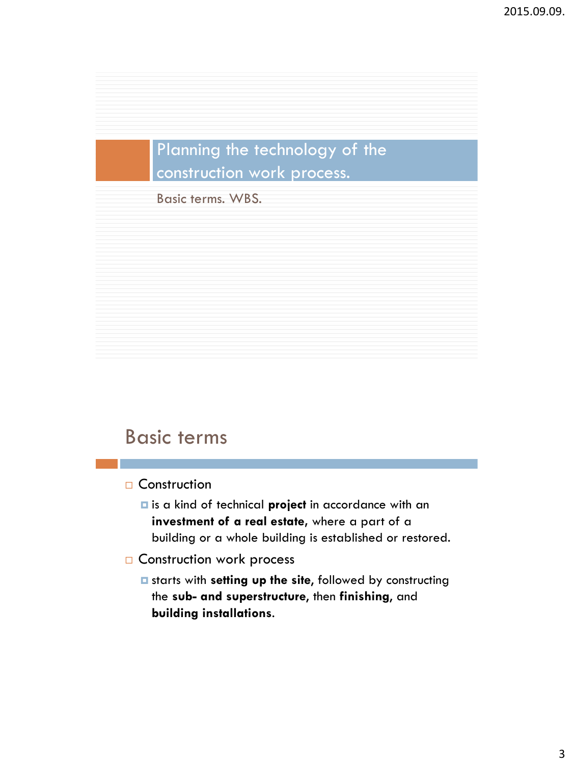# Planning the technology of the construction work process.

Basic terms. WBS.

## Basic terms

- Construction
  - is a kind of technical **project** in accordance with an **investment of a real estate,** where a part of a building or a whole building is established or restored.
- Construction work process
  - starts with **setting up the site,** followed by constructing the **sub- and superstructure,** then **finishing,** and **building installations.**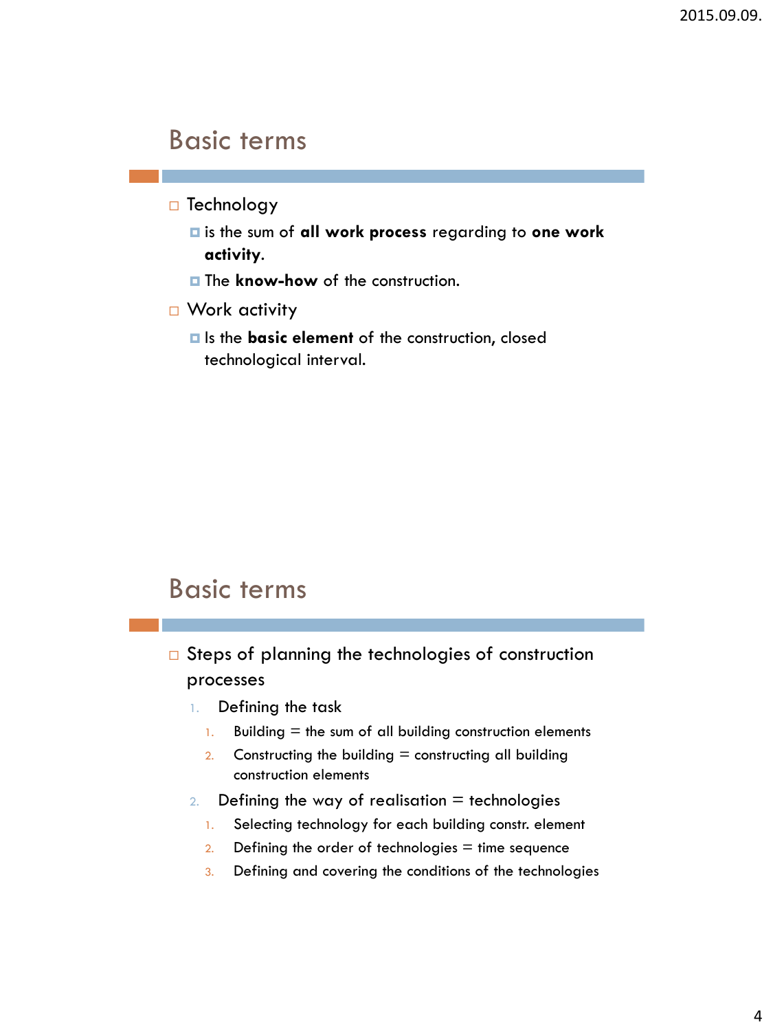## Basic terms

- Technology
  - is the sum of **all work process** regarding to **one work activity**.
  - The **know-how** of the construction.
- Work activity
  - Is the **basic element** of the construction, closed technological interval.

## Basic terms

- Steps of planning the technologies of construction processes
  1. Defining the task
     1. Building = the sum of all building construction elements
     2. Constructing the building = constructing all building construction elements
  2. Defining the way of realisation = technologies
     1. Selecting technology for each building constr. element
     2. Defining the order of technologies = time sequence
     3. Defining and covering the conditions of the technologies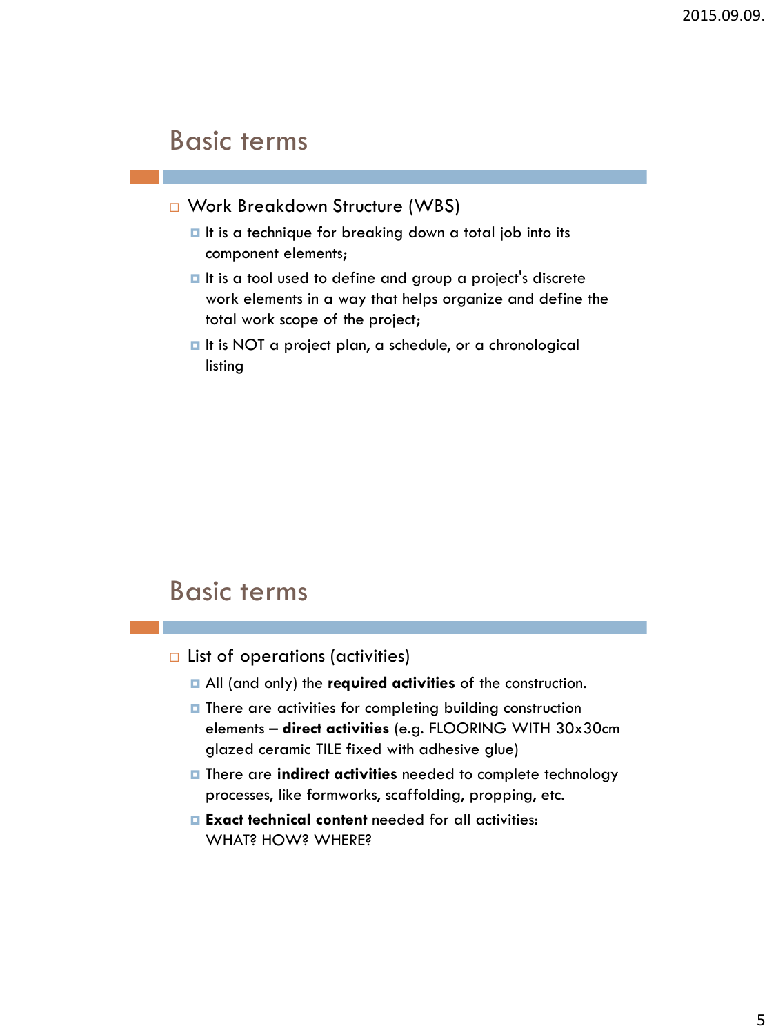## Basic terms

- Work Breakdown Structure (WBS)
  - It is a technique for breaking down a total job into its component elements;
  - It is a tool used to define and group a project's discrete work elements in a way that helps organize and define the total work scope of the project;
  - It is NOT a project plan, a schedule, or a chronological listing

## Basic terms

- List of operations (activities)
  - All (and only) the **required activities** of the construction.
  - There are activities for completing building construction elements – **direct activities** (e.g. FLOORING WITH 30x30cm glazed ceramic TILE fixed with adhesive glue)
  - There are **indirect activities** needed to complete technology processes, like formworks, scaffolding, propping, etc.
  - **Exact technical content** needed for all activities: WHAT? HOW? WHERE?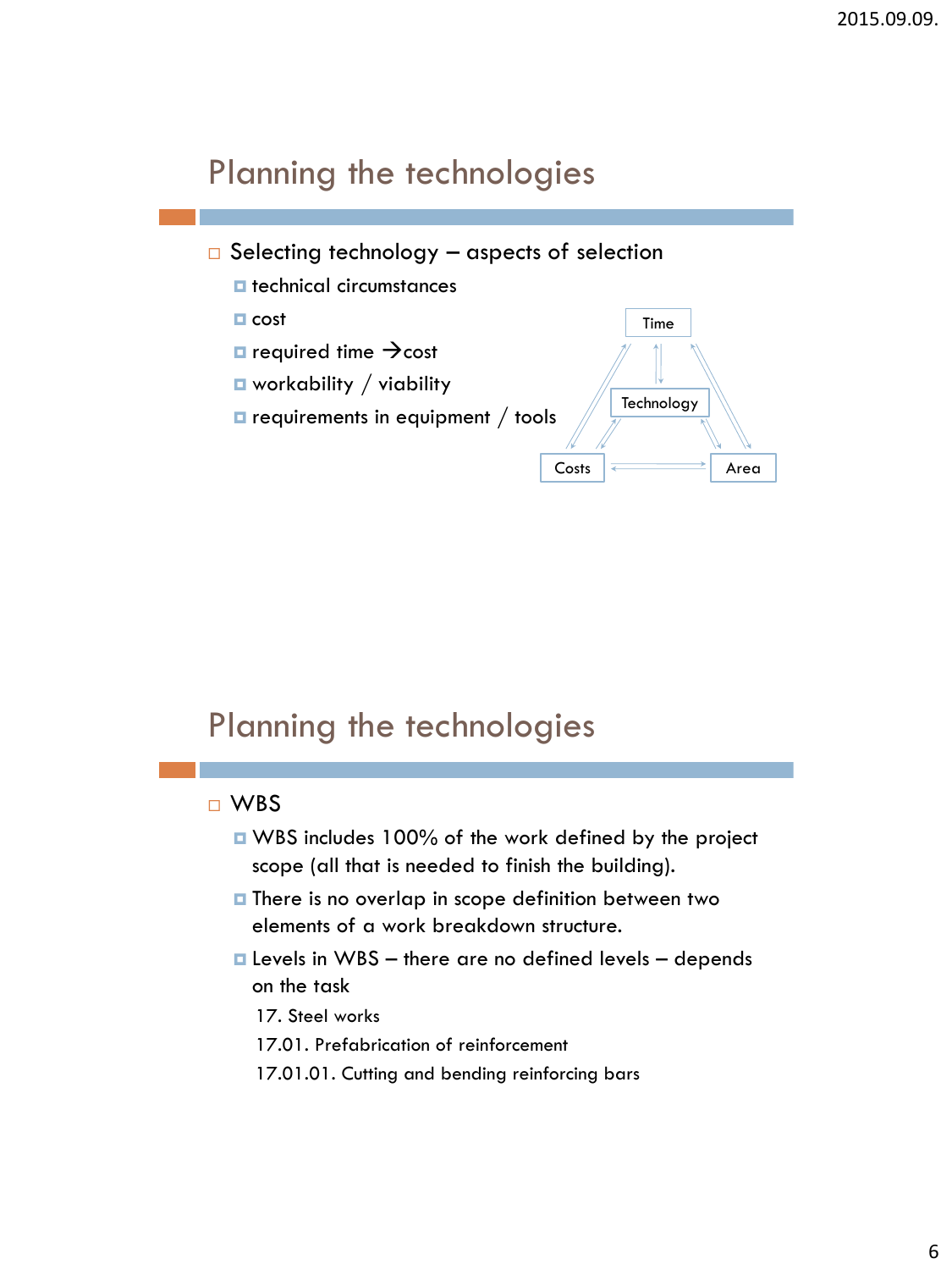## Planning the technologies

- Selecting technology – aspects of selection
  - technical circumstances
  - cost
  - required time →cost
  - workability / viability
  - requirements in equipment / tools

Time

Technology

Costs

Area

## Planning the technologies

- WBS
  - WBS includes 100% of the work defined by the project scope (all that is needed to finish the building).
  - There is no overlap in scope definition between two elements of a work breakdown structure.
  - Levels in WBS – there are no defined levels – depends on the task

    17. Steel works

    17.01. Prefabrication of reinforcement

    17.01.01. Cutting and bending reinforcing bars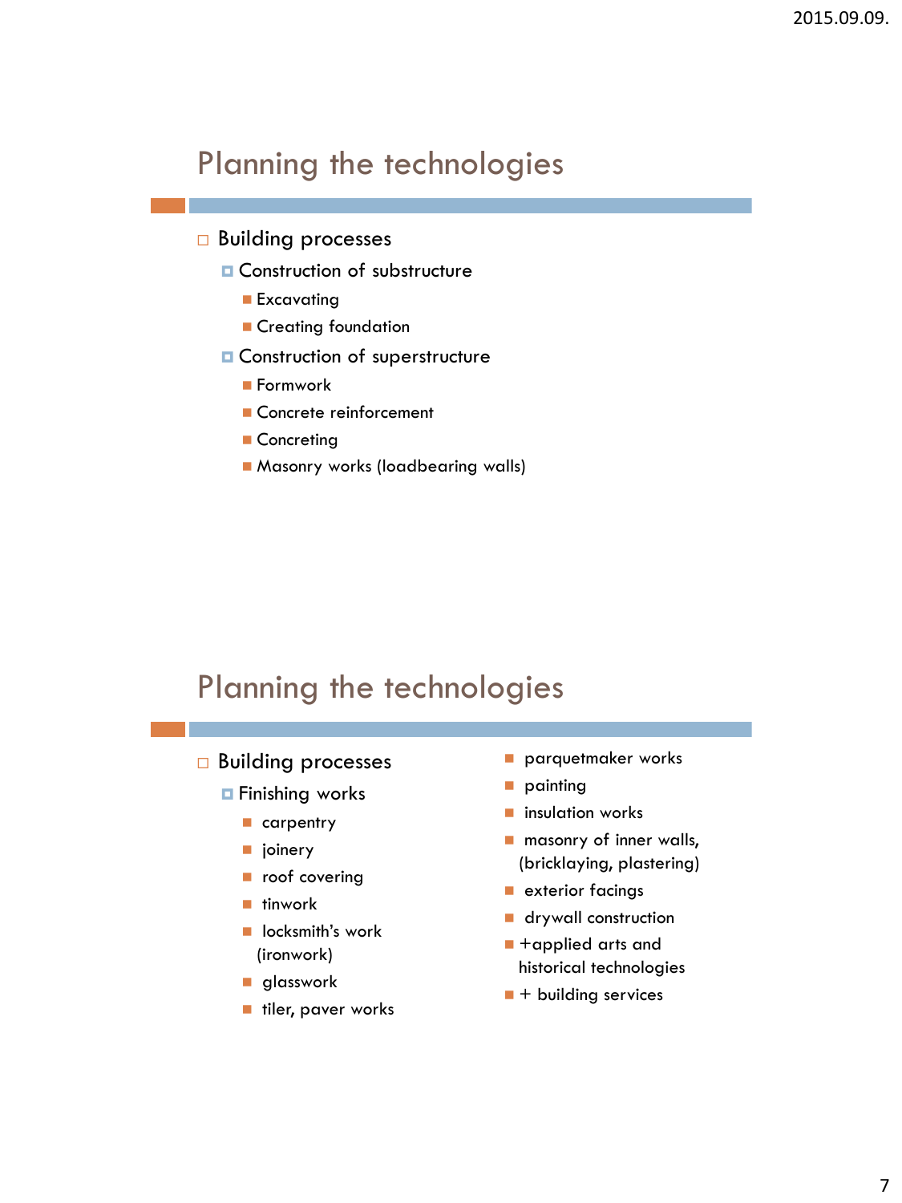## Planning the technologies

- Building processes
  - Construction of substructure
    - Excavating
    - Creating foundation
  - Construction of superstructure
    - Formwork
    - Concrete reinforcement
    - Concreting
    - Masonry works (loadbearing walls)

## Planning the technologies

- Building processes
  - Finishing works
    - carpentry
    - joinery
    - roof covering
    - tinwork
    - locksmith's work (ironwork)
    - glasswork
    - tiler, paver works
    - parquetmaker works
    - painting
    - insulation works
    - masonry of inner walls, (bricklaying, plastering)
    - exterior facings
    - drywall construction
    - +applied arts and historical technologies
    - + building services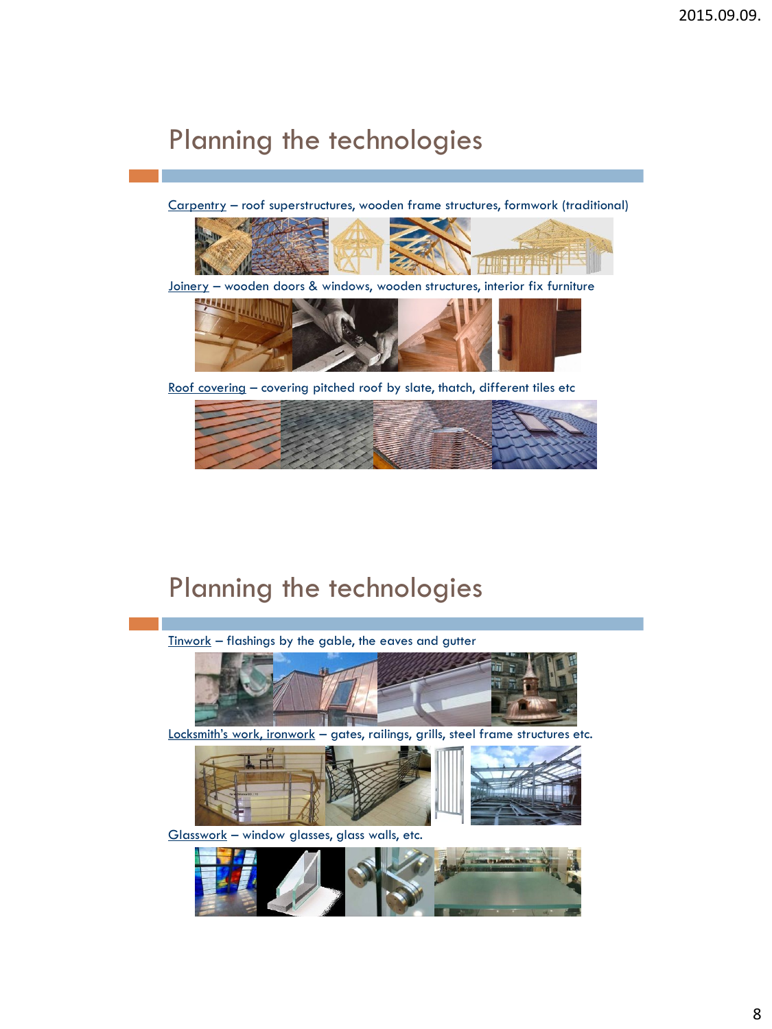# Planning the technologies

Carpentry – roof superstructures, wooden frame structures, formwork (traditional)

Joinery – wooden doors & windows, wooden structures, interior fix furniture

Roof covering – covering pitched roof by slate, thatch, different tiles etc

# Planning the technologies

Tinwork – flashings by the gable, the eaves and gutter

Locksmith's work, ironwork – gates, railings, grills, steel frame structures etc.

Glasswork – window glasses, glass walls, etc.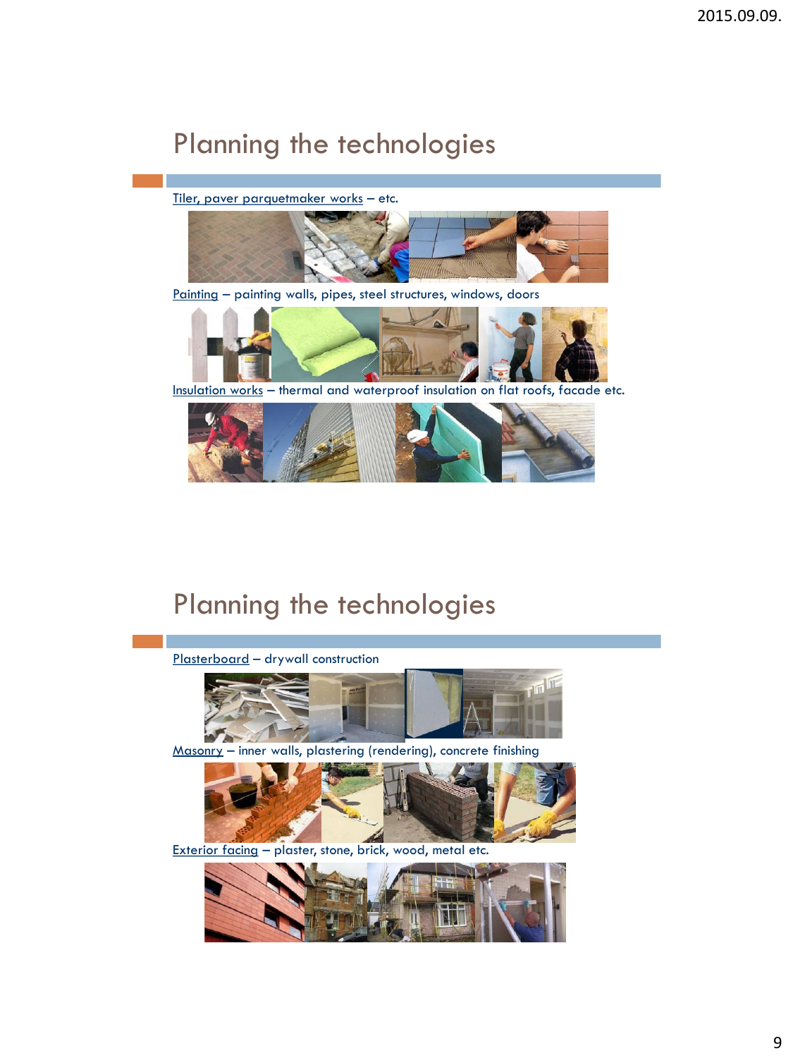# Planning the technologies

Tiler, paver parquetmaker works – etc.

Painting – painting walls, pipes, steel structures, windows, doors

Insulation works – thermal and waterproof insulation on flat roofs, facade etc.

# Planning the technologies

Plasterboard – drywall construction

Masonry – inner walls, plastering (rendering), concrete finishing

Exterior facing – plaster, stone, brick, wood, metal etc.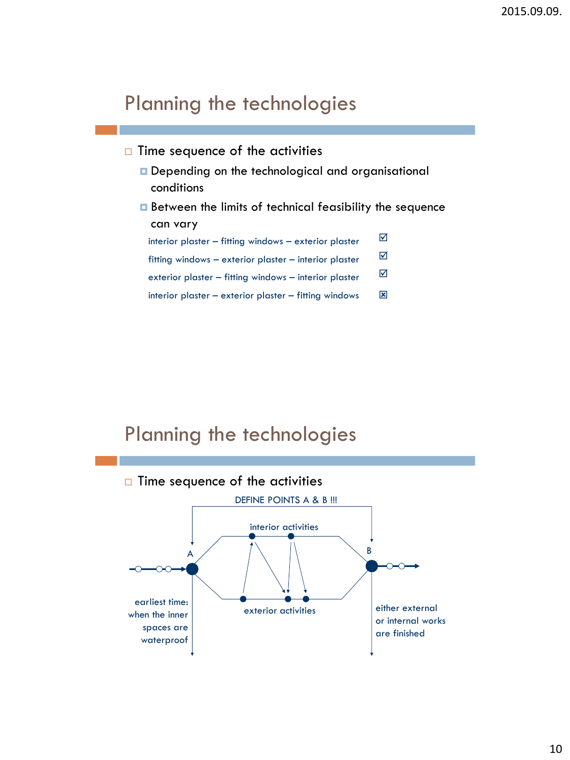# Planning the technologies

- Time sequence of the activities
  - Depending on the technological and organisational conditions
  - Between the limits of technical feasibility the sequence can vary

| Sequence | |
|---|---|
| interior plaster – fitting windows – exterior plaster | ☑ |
| fitting windows – exterior plaster – interior plaster | ☑ |
| exterior plaster – fitting windows – interior plaster | ☑ |
| interior plaster – exterior plaster – fitting windows | ☒ |

# Planning the technologies

- Time sequence of the activities

DEFINE POINTS A & B !!!

A

B

interior activities

exterior activities

earliest time: when the inner spaces are waterproof

either external or internal works are finished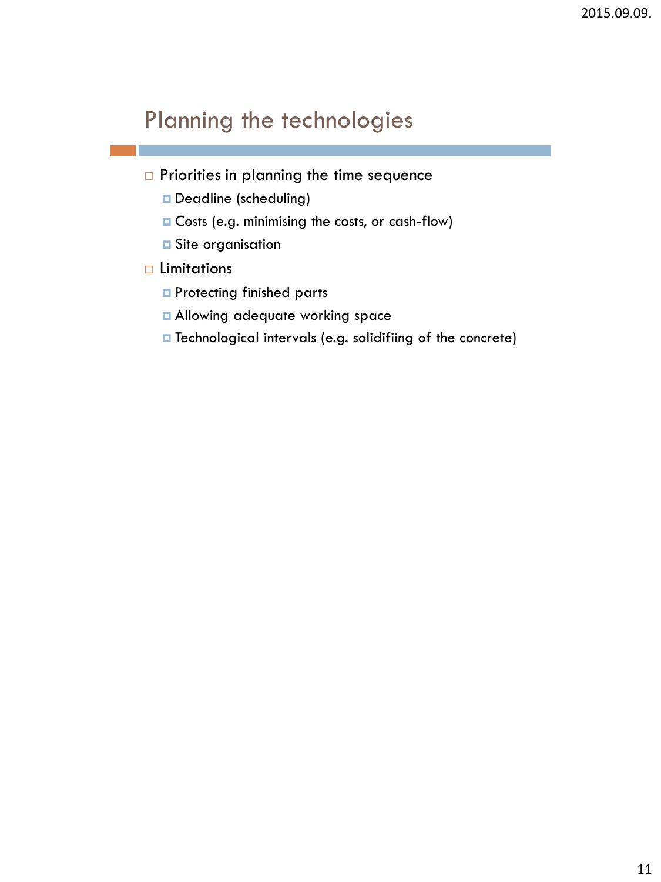# Planning the technologies

- Priorities in planning the time sequence
  - Deadline (scheduling)
  - Costs (e.g. minimising the costs, or cash-flow)
  - Site organisation
- Limitations
  - Protecting finished parts
  - Allowing adequate working space
  - Technological intervals (e.g. solidifiing of the concrete)